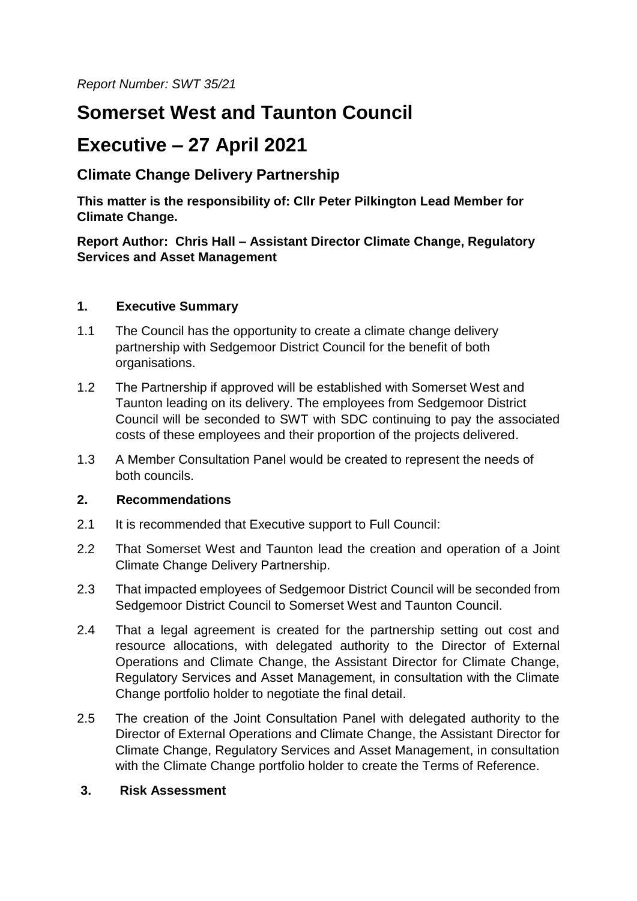*Report Number: SWT 35/21*

# Somerset West and Taunton Council

# Executive – 27 April 2021

## Climate Change Delivery Partnership

**This matter is the responsibility of: Cllr Peter Pilkington Lead Member for Climate Change.**

**Report Author: Chris Hall – Assistant Director Climate Change, Regulatory Services and Asset Management**

### 1. Executive Summary

1.1 The Council has the opportunity to create a climate change delivery partnership with Sedgemoor District Council for the benefit of both organisations.

1.2 The Partnership if approved will be established with Somerset West and Taunton leading on its delivery. The employees from Sedgemoor District Council will be seconded to SWT with SDC continuing to pay the associated costs of these employees and their proportion of the projects delivered.

1.3 A Member Consultation Panel would be created to represent the needs of both councils.

### 2. Recommendations

2.1 It is recommended that Executive support to Full Council:

2.2 That Somerset West and Taunton lead the creation and operation of a Joint Climate Change Delivery Partnership.

2.3 That impacted employees of Sedgemoor District Council will be seconded from Sedgemoor District Council to Somerset West and Taunton Council.

2.4 That a legal agreement is created for the partnership setting out cost and resource allocations, with delegated authority to the Director of External Operations and Climate Change, the Assistant Director for Climate Change, Regulatory Services and Asset Management, in consultation with the Climate Change portfolio holder to negotiate the final detail.

2.5 The creation of the Joint Consultation Panel with delegated authority to the Director of External Operations and Climate Change, the Assistant Director for Climate Change, Regulatory Services and Asset Management, in consultation with the Climate Change portfolio holder to create the Terms of Reference.

### 3. Risk Assessment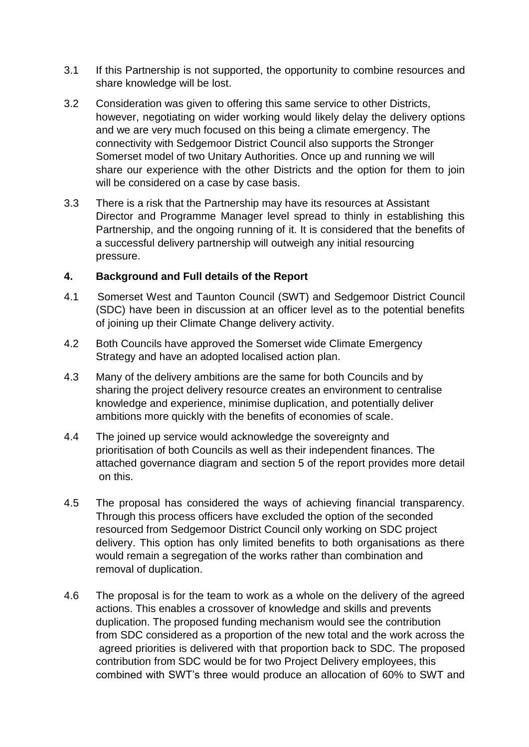3.1 If this Partnership is not supported, the opportunity to combine resources and share knowledge will be lost.

3.2 Consideration was given to offering this same service to other Districts, however, negotiating on wider working would likely delay the delivery options and we are very much focused on this being a climate emergency. The connectivity with Sedgemoor District Council also supports the Stronger Somerset model of two Unitary Authorities. Once up and running we will share our experience with the other Districts and the option for them to join will be considered on a case by case basis.

3.3 There is a risk that the Partnership may have its resources at Assistant Director and Programme Manager level spread to thinly in establishing this Partnership, and the ongoing running of it. It is considered that the benefits of a successful delivery partnership will outweigh any initial resourcing pressure.

## 4. Background and Full details of the Report

4.1 Somerset West and Taunton Council (SWT) and Sedgemoor District Council (SDC) have been in discussion at an officer level as to the potential benefits of joining up their Climate Change delivery activity.

4.2 Both Councils have approved the Somerset wide Climate Emergency Strategy and have an adopted localised action plan.

4.3 Many of the delivery ambitions are the same for both Councils and by sharing the project delivery resource creates an environment to centralise knowledge and experience, minimise duplication, and potentially deliver ambitions more quickly with the benefits of economies of scale.

4.4 The joined up service would acknowledge the sovereignty and prioritisation of both Councils as well as their independent finances. The attached governance diagram and section 5 of the report provides more detail on this.

4.5 The proposal has considered the ways of achieving financial transparency. Through this process officers have excluded the option of the seconded resourced from Sedgemoor District Council only working on SDC project delivery. This option has only limited benefits to both organisations as there would remain a segregation of the works rather than combination and removal of duplication.

4.6 The proposal is for the team to work as a whole on the delivery of the agreed actions. This enables a crossover of knowledge and skills and prevents duplication. The proposed funding mechanism would see the contribution from SDC considered as a proportion of the new total and the work across the agreed priorities is delivered with that proportion back to SDC. The proposed contribution from SDC would be for two Project Delivery employees, this combined with SWT's three would produce an allocation of 60% to SWT and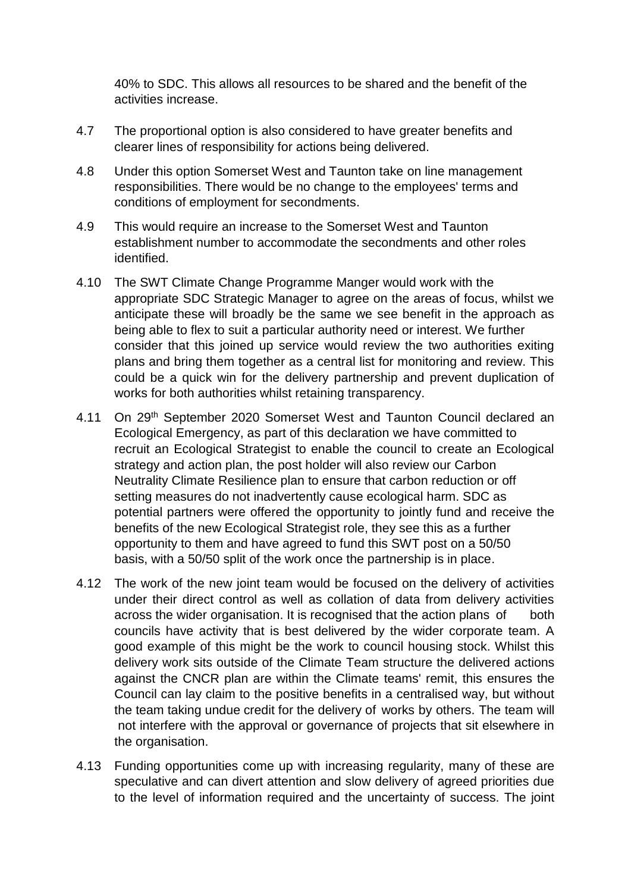40% to SDC. This allows all resources to be shared and the benefit of the activities increase.

4.7 The proportional option is also considered to have greater benefits and clearer lines of responsibility for actions being delivered.

4.8 Under this option Somerset West and Taunton take on line management responsibilities. There would be no change to the employees' terms and conditions of employment for secondments.

4.9 This would require an increase to the Somerset West and Taunton establishment number to accommodate the secondments and other roles identified.

4.10 The SWT Climate Change Programme Manger would work with the appropriate SDC Strategic Manager to agree on the areas of focus, whilst we anticipate these will broadly be the same we see benefit in the approach as being able to flex to suit a particular authority need or interest. We further consider that this joined up service would review the two authorities exiting plans and bring them together as a central list for monitoring and review. This could be a quick win for the delivery partnership and prevent duplication of works for both authorities whilst retaining transparency.

4.11 On 29th September 2020 Somerset West and Taunton Council declared an Ecological Emergency, as part of this declaration we have committed to recruit an Ecological Strategist to enable the council to create an Ecological strategy and action plan, the post holder will also review our Carbon Neutrality Climate Resilience plan to ensure that carbon reduction or off setting measures do not inadvertently cause ecological harm. SDC as potential partners were offered the opportunity to jointly fund and receive the benefits of the new Ecological Strategist role, they see this as a further opportunity to them and have agreed to fund this SWT post on a 50/50 basis, with a 50/50 split of the work once the partnership is in place.

4.12 The work of the new joint team would be focused on the delivery of activities under their direct control as well as collation of data from delivery activities across the wider organisation. It is recognised that the action plans of both councils have activity that is best delivered by the wider corporate team. A good example of this might be the work to council housing stock. Whilst this delivery work sits outside of the Climate Team structure the delivered actions against the CNCR plan are within the Climate teams' remit, this ensures the Council can lay claim to the positive benefits in a centralised way, but without the team taking undue credit for the delivery of works by others. The team will not interfere with the approval or governance of projects that sit elsewhere in the organisation.

4.13 Funding opportunities come up with increasing regularity, many of these are speculative and can divert attention and slow delivery of agreed priorities due to the level of information required and the uncertainty of success. The joint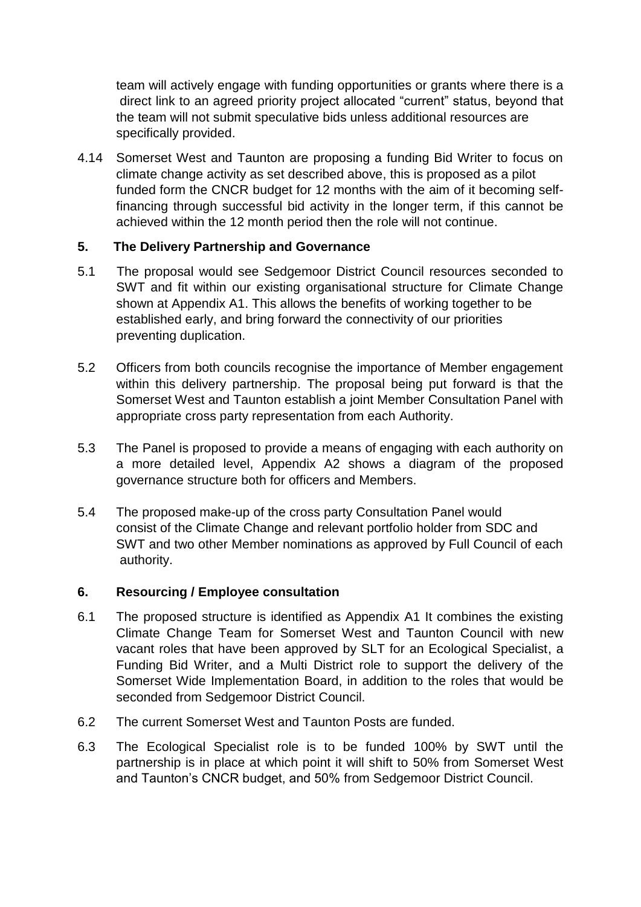team will actively engage with funding opportunities or grants where there is a direct link to an agreed priority project allocated "current" status, beyond that the team will not submit speculative bids unless additional resources are specifically provided.

4.14 Somerset West and Taunton are proposing a funding Bid Writer to focus on climate change activity as set described above, this is proposed as a pilot funded form the CNCR budget for 12 months with the aim of it becoming self-financing through successful bid activity in the longer term, if this cannot be achieved within the 12 month period then the role will not continue.

## 5. The Delivery Partnership and Governance

5.1 The proposal would see Sedgemoor District Council resources seconded to SWT and fit within our existing organisational structure for Climate Change shown at Appendix A1. This allows the benefits of working together to be established early, and bring forward the connectivity of our priorities preventing duplication.

5.2 Officers from both councils recognise the importance of Member engagement within this delivery partnership. The proposal being put forward is that the Somerset West and Taunton establish a joint Member Consultation Panel with appropriate cross party representation from each Authority.

5.3 The Panel is proposed to provide a means of engaging with each authority on a more detailed level, Appendix A2 shows a diagram of the proposed governance structure both for officers and Members.

5.4 The proposed make-up of the cross party Consultation Panel would consist of the Climate Change and relevant portfolio holder from SDC and SWT and two other Member nominations as approved by Full Council of each authority.

## 6. Resourcing / Employee consultation

6.1 The proposed structure is identified as Appendix A1 It combines the existing Climate Change Team for Somerset West and Taunton Council with new vacant roles that have been approved by SLT for an Ecological Specialist, a Funding Bid Writer, and a Multi District role to support the delivery of the Somerset Wide Implementation Board, in addition to the roles that would be seconded from Sedgemoor District Council.

6.2 The current Somerset West and Taunton Posts are funded.

6.3 The Ecological Specialist role is to be funded 100% by SWT until the partnership is in place at which point it will shift to 50% from Somerset West and Taunton's CNCR budget, and 50% from Sedgemoor District Council.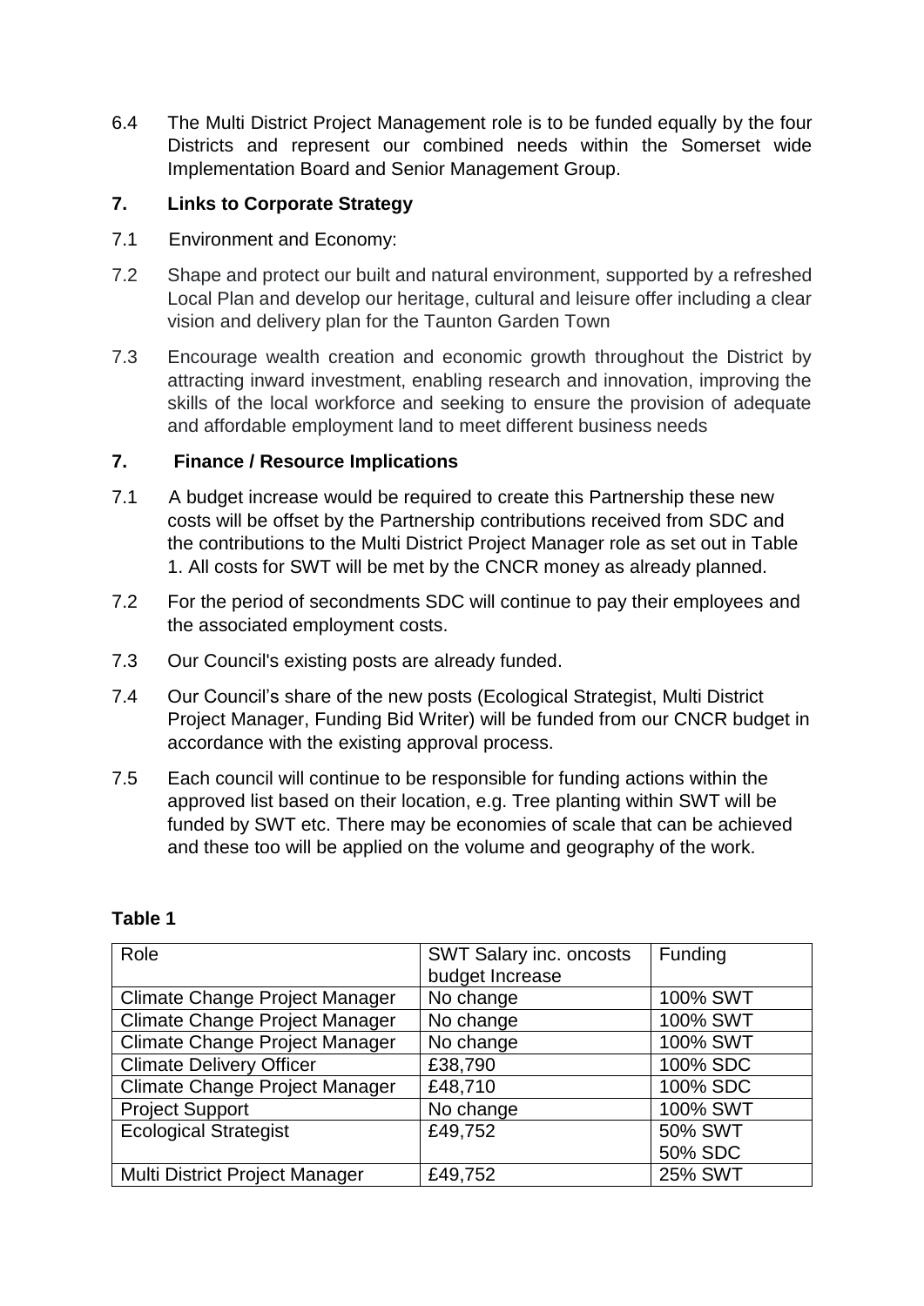6.4 The Multi District Project Management role is to be funded equally by the four Districts and represent our combined needs within the Somerset wide Implementation Board and Senior Management Group.

## 7. Links to Corporate Strategy

7.1 Environment and Economy:

7.2 Shape and protect our built and natural environment, supported by a refreshed Local Plan and develop our heritage, cultural and leisure offer including a clear vision and delivery plan for the Taunton Garden Town

7.3 Encourage wealth creation and economic growth throughout the District by attracting inward investment, enabling research and innovation, improving the skills of the local workforce and seeking to ensure the provision of adequate and affordable employment land to meet different business needs

## 7. Finance / Resource Implications

7.1 A budget increase would be required to create this Partnership these new costs will be offset by the Partnership contributions received from SDC and the contributions to the Multi District Project Manager role as set out in Table 1. All costs for SWT will be met by the CNCR money as already planned.

7.2 For the period of secondments SDC will continue to pay their employees and the associated employment costs.

7.3 Our Council's existing posts are already funded.

7.4 Our Council's share of the new posts (Ecological Strategist, Multi District Project Manager, Funding Bid Writer) will be funded from our CNCR budget in accordance with the existing approval process.

7.5 Each council will continue to be responsible for funding actions within the approved list based on their location, e.g. Tree planting within SWT will be funded by SWT etc. There may be economies of scale that can be achieved and these too will be applied on the volume and geography of the work.

**Table 1**

| Role | SWT Salary inc. oncosts budget Increase | Funding |
|---|---|---|
| Climate Change Project Manager | No change | 100% SWT |
| Climate Change Project Manager | No change | 100% SWT |
| Climate Change Project Manager | No change | 100% SWT |
| Climate Delivery Officer | £38,790 | 100% SDC |
| Climate Change Project Manager | £48,710 | 100% SDC |
| Project Support | No change | 100% SWT |
| Ecological Strategist | £49,752 | 50% SWT 50% SDC |
| Multi District Project Manager | £49,752 | 25% SWT |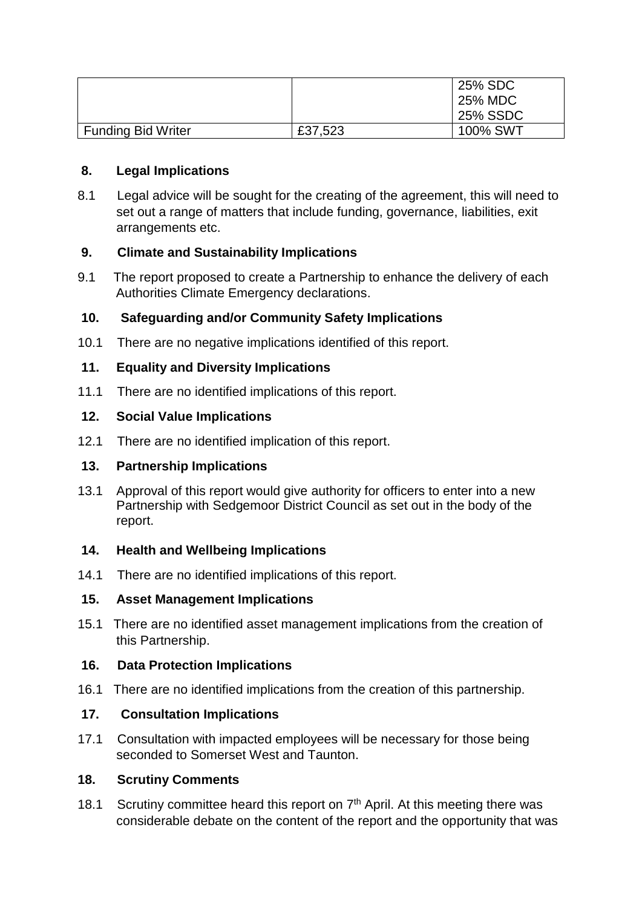| | | |
|---|---|---|
| | | 25% SDC<br>25% MDC<br>25% SSDC |
| Funding Bid Writer | £37,523 | 100% SWT |

## 8. Legal Implications

8.1 Legal advice will be sought for the creating of the agreement, this will need to set out a range of matters that include funding, governance, liabilities, exit arrangements etc.

## 9. Climate and Sustainability Implications

9.1 The report proposed to create a Partnership to enhance the delivery of each Authorities Climate Emergency declarations.

## 10. Safeguarding and/or Community Safety Implications

10.1 There are no negative implications identified of this report.

## 11. Equality and Diversity Implications

11.1 There are no identified implications of this report.

## 12. Social Value Implications

12.1 There are no identified implication of this report.

## 13. Partnership Implications

13.1 Approval of this report would give authority for officers to enter into a new Partnership with Sedgemoor District Council as set out in the body of the report.

## 14. Health and Wellbeing Implications

14.1 There are no identified implications of this report.

## 15. Asset Management Implications

15.1 There are no identified asset management implications from the creation of this Partnership.

## 16. Data Protection Implications

16.1 There are no identified implications from the creation of this partnership.

## 17. Consultation Implications

17.1 Consultation with impacted employees will be necessary for those being seconded to Somerset West and Taunton.

## 18. Scrutiny Comments

18.1 Scrutiny committee heard this report on 7th April. At this meeting there was considerable debate on the content of the report and the opportunity that was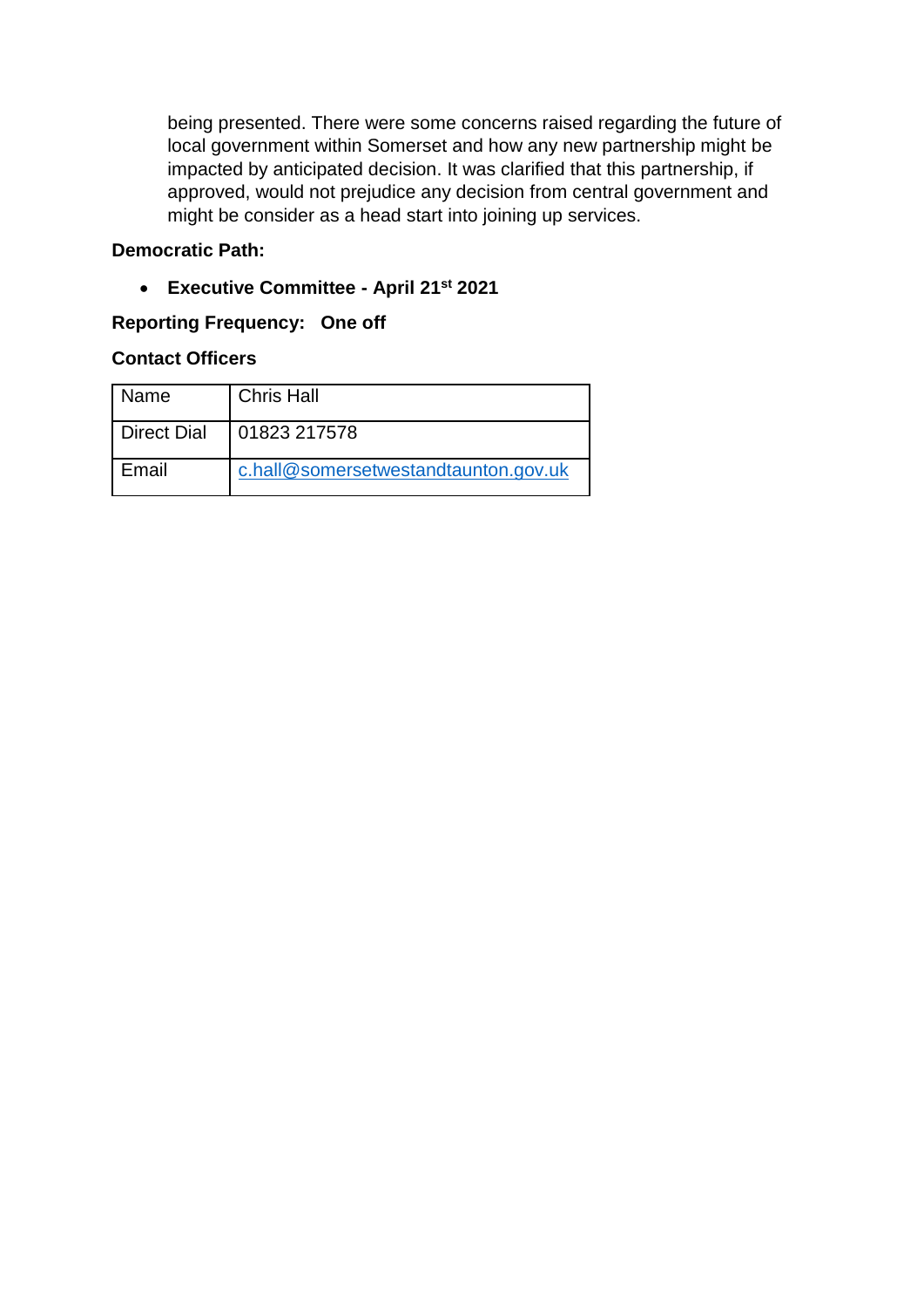being presented. There were some concerns raised regarding the future of local government within Somerset and how any new partnership might be impacted by anticipated decision. It was clarified that this partnership, if approved, would not prejudice any decision from central government and might be consider as a head start into joining up services.

**Democratic Path:**

- **Executive Committee - April 21st 2021**

**Reporting Frequency: One off**

**Contact Officers**

| | |
|---|---|
| Name | Chris Hall |
| Direct Dial | 01823 217578 |
| Email | c.hall@somersetwestandtaunton.gov.uk |